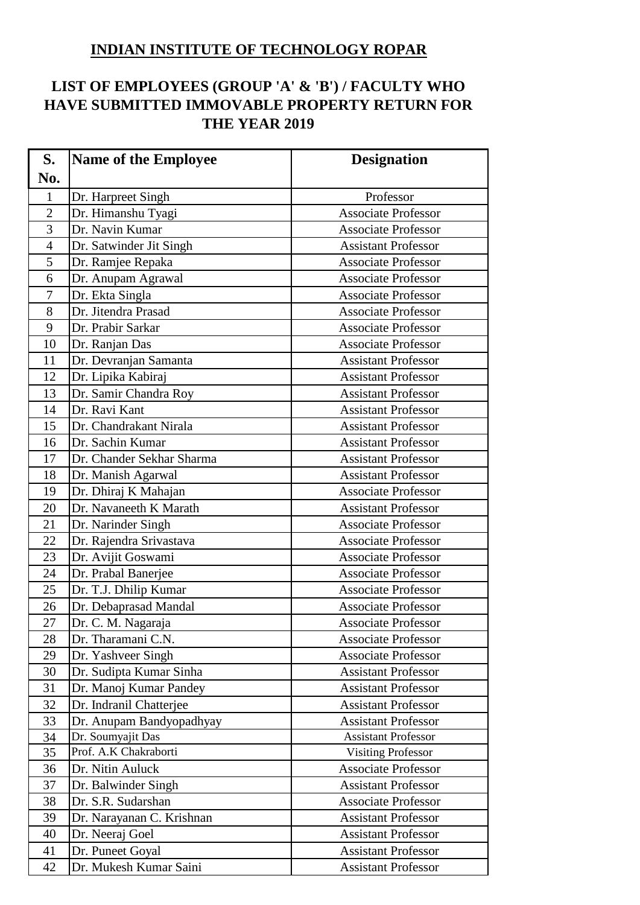# INDIAN INSTITUTE OF TECHNOLOGY ROPAR

## LIST OF EMPLOYEES (GROUP 'A' & 'B') / FACULTY WHO HAVE SUBMITTED IMMOVABLE PROPERTY RETURN FOR THE YEAR 2019

| S. No. | Name of the Employee | Designation |
|---|---|---|
| 1 | Dr. Harpreet Singh | Professor |
| 2 | Dr. Himanshu Tyagi | Associate Professor |
| 3 | Dr. Navin Kumar | Associate Professor |
| 4 | Dr. Satwinder Jit Singh | Assistant Professor |
| 5 | Dr. Ramjee Repaka | Associate Professor |
| 6 | Dr. Anupam Agrawal | Associate Professor |
| 7 | Dr. Ekta Singla | Associate Professor |
| 8 | Dr. Jitendra Prasad | Associate Professor |
| 9 | Dr. Prabir Sarkar | Associate Professor |
| 10 | Dr. Ranjan Das | Associate Professor |
| 11 | Dr. Devranjan Samanta | Assistant Professor |
| 12 | Dr. Lipika Kabiraj | Assistant Professor |
| 13 | Dr. Samir Chandra Roy | Assistant Professor |
| 14 | Dr. Ravi Kant | Assistant Professor |
| 15 | Dr. Chandrakant Nirala | Assistant Professor |
| 16 | Dr. Sachin Kumar | Assistant Professor |
| 17 | Dr. Chander Sekhar Sharma | Assistant Professor |
| 18 | Dr. Manish Agarwal | Assistant Professor |
| 19 | Dr. Dhiraj K Mahajan | Associate Professor |
| 20 | Dr. Navaneeth K Marath | Assistant Professor |
| 21 | Dr. Narinder Singh | Associate Professor |
| 22 | Dr. Rajendra Srivastava | Associate Professor |
| 23 | Dr. Avijit Goswami | Associate Professor |
| 24 | Dr. Prabal Banerjee | Associate Professor |
| 25 | Dr. T.J. Dhilip Kumar | Associate Professor |
| 26 | Dr. Debaprasad Mandal | Associate Professor |
| 27 | Dr. C. M. Nagaraja | Associate Professor |
| 28 | Dr. Tharamani C.N. | Associate Professor |
| 29 | Dr. Yashveer Singh | Associate Professor |
| 30 | Dr. Sudipta Kumar Sinha | Assistant Professor |
| 31 | Dr. Manoj Kumar Pandey | Assistant Professor |
| 32 | Dr. Indranil Chatterjee | Assistant Professor |
| 33 | Dr. Anupam Bandyopadhyay | Assistant Professor |
| 34 | Dr. Soumyajit Das | Assistant Professor |
| 35 | Prof. A.K Chakraborti | Visiting Professor |
| 36 | Dr. Nitin Auluck | Associate Professor |
| 37 | Dr. Balwinder Singh | Assistant Professor |
| 38 | Dr. S.R. Sudarshan | Associate Professor |
| 39 | Dr. Narayanan C. Krishnan | Assistant Professor |
| 40 | Dr. Neeraj Goel | Assistant Professor |
| 41 | Dr. Puneet Goyal | Assistant Professor |
| 42 | Dr. Mukesh Kumar Saini | Assistant Professor |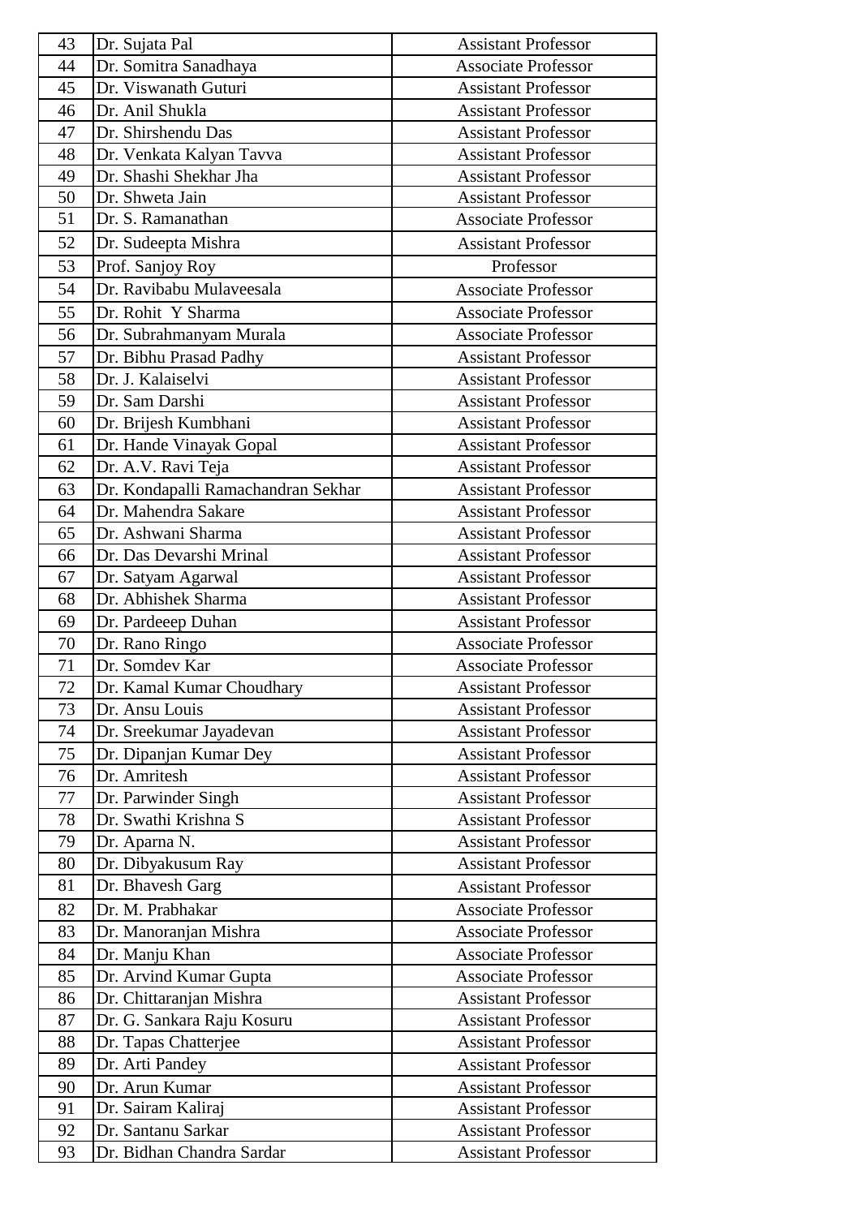| 43 | Dr. Sujata Pal | Assistant Professor |
|---|---|---|
| 44 | Dr. Somitra Sanadhaya | Associate Professor |
| 45 | Dr. Viswanath Guturi | Assistant Professor |
| 46 | Dr. Anil Shukla | Assistant Professor |
| 47 | Dr. Shirshendu Das | Assistant Professor |
| 48 | Dr. Venkata Kalyan Tavva | Assistant Professor |
| 49 | Dr. Shashi Shekhar Jha | Assistant Professor |
| 50 | Dr. Shweta Jain | Assistant Professor |
| 51 | Dr. S. Ramanathan | Associate Professor |
| 52 | Dr. Sudeepta Mishra | Assistant Professor |
| 53 | Prof. Sanjoy Roy | Professor |
| 54 | Dr. Ravibabu Mulaveesala | Associate Professor |
| 55 | Dr. Rohit Y Sharma | Associate Professor |
| 56 | Dr. Subrahmanyam Murala | Associate Professor |
| 57 | Dr. Bibhu Prasad Padhy | Assistant Professor |
| 58 | Dr. J. Kalaiselvi | Assistant Professor |
| 59 | Dr. Sam Darshi | Assistant Professor |
| 60 | Dr. Brijesh Kumbhani | Assistant Professor |
| 61 | Dr. Hande Vinayak Gopal | Assistant Professor |
| 62 | Dr. A.V. Ravi Teja | Assistant Professor |
| 63 | Dr. Kondapalli Ramachandran Sekhar | Assistant Professor |
| 64 | Dr. Mahendra Sakare | Assistant Professor |
| 65 | Dr. Ashwani Sharma | Assistant Professor |
| 66 | Dr. Das Devarshi Mrinal | Assistant Professor |
| 67 | Dr. Satyam Agarwal | Assistant Professor |
| 68 | Dr. Abhishek Sharma | Assistant Professor |
| 69 | Dr. Pardeeep Duhan | Assistant Professor |
| 70 | Dr. Rano Ringo | Associate Professor |
| 71 | Dr. Somdev Kar | Associate Professor |
| 72 | Dr. Kamal Kumar Choudhary | Assistant Professor |
| 73 | Dr. Ansu Louis | Assistant Professor |
| 74 | Dr. Sreekumar Jayadevan | Assistant Professor |
| 75 | Dr. Dipanjan Kumar Dey | Assistant Professor |
| 76 | Dr. Amritesh | Assistant Professor |
| 77 | Dr. Parwinder Singh | Assistant Professor |
| 78 | Dr. Swathi Krishna S | Assistant Professor |
| 79 | Dr. Aparna N. | Assistant Professor |
| 80 | Dr. Dibyakusum Ray | Assistant Professor |
| 81 | Dr. Bhavesh Garg | Assistant Professor |
| 82 | Dr. M. Prabhakar | Associate Professor |
| 83 | Dr. Manoranjan Mishra | Associate Professor |
| 84 | Dr. Manju Khan | Associate Professor |
| 85 | Dr. Arvind Kumar Gupta | Associate Professor |
| 86 | Dr. Chittaranjan Mishra | Assistant Professor |
| 87 | Dr. G. Sankara Raju Kosuru | Assistant Professor |
| 88 | Dr. Tapas Chatterjee | Assistant Professor |
| 89 | Dr. Arti Pandey | Assistant Professor |
| 90 | Dr. Arun Kumar | Assistant Professor |
| 91 | Dr. Sairam Kaliraj | Assistant Professor |
| 92 | Dr. Santanu Sarkar | Assistant Professor |
| 93 | Dr. Bidhan Chandra Sardar | Assistant Professor |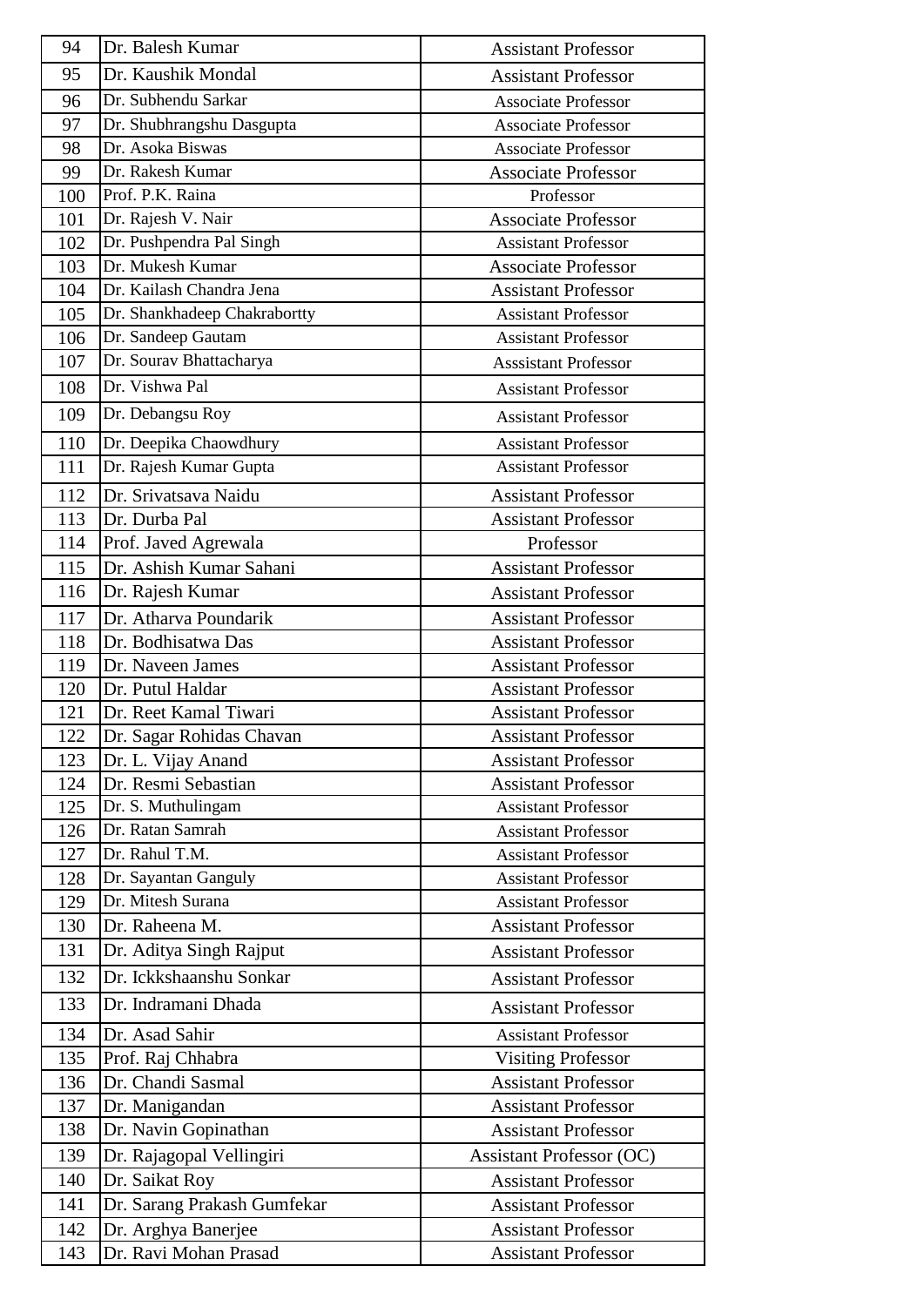| | | |
|---|---|---|
| 94 | Dr. Balesh Kumar | Assistant Professor |
| 95 | Dr. Kaushik Mondal | Assistant Professor |
| 96 | Dr. Subhendu Sarkar | Associate Professor |
| 97 | Dr. Shubhrangshu Dasgupta | Associate Professor |
| 98 | Dr. Asoka Biswas | Associate Professor |
| 99 | Dr. Rakesh Kumar | Associate Professor |
| 100 | Prof. P.K. Raina | Professor |
| 101 | Dr. Rajesh V. Nair | Associate Professor |
| 102 | Dr. Pushpendra Pal Singh | Assistant Professor |
| 103 | Dr. Mukesh Kumar | Associate Professor |
| 104 | Dr. Kailash Chandra Jena | Assistant Professor |
| 105 | Dr. Shankhadeep Chakrabortty | Assistant Professor |
| 106 | Dr. Sandeep Gautam | Assistant Professor |
| 107 | Dr. Sourav Bhattacharya | Asssistant Professor |
| 108 | Dr. Vishwa Pal | Assistant Professor |
| 109 | Dr. Debangsu Roy | Assistant Professor |
| 110 | Dr. Deepika Chaowdhury | Assistant Professor |
| 111 | Dr. Rajesh Kumar Gupta | Assistant Professor |
| 112 | Dr. Srivatsava Naidu | Assistant Professor |
| 113 | Dr. Durba Pal | Assistant Professor |
| 114 | Prof. Javed Agrewala | Professor |
| 115 | Dr. Ashish Kumar Sahani | Assistant Professor |
| 116 | Dr. Rajesh Kumar | Assistant Professor |
| 117 | Dr. Atharva Poundarik | Assistant Professor |
| 118 | Dr. Bodhisatwa Das | Assistant Professor |
| 119 | Dr. Naveen James | Assistant Professor |
| 120 | Dr. Putul Haldar | Assistant Professor |
| 121 | Dr. Reet Kamal Tiwari | Assistant Professor |
| 122 | Dr. Sagar Rohidas Chavan | Assistant Professor |
| 123 | Dr. L. Vijay Anand | Assistant Professor |
| 124 | Dr. Resmi Sebastian | Assistant Professor |
| 125 | Dr. S. Muthulingam | Assistant Professor |
| 126 | Dr. Ratan Samrah | Assistant Professor |
| 127 | Dr. Rahul T.M. | Assistant Professor |
| 128 | Dr. Sayantan Ganguly | Assistant Professor |
| 129 | Dr. Mitesh Surana | Assistant Professor |
| 130 | Dr. Raheena M. | Assistant Professor |
| 131 | Dr. Aditya Singh Rajput | Assistant Professor |
| 132 | Dr. Ickkshaanshu Sonkar | Assistant Professor |
| 133 | Dr. Indramani Dhada | Assistant Professor |
| 134 | Dr. Asad Sahir | Assistant Professor |
| 135 | Prof. Raj Chhabra | Visiting Professor |
| 136 | Dr. Chandi Sasmal | Assistant Professor |
| 137 | Dr. Manigandan | Assistant Professor |
| 138 | Dr. Navin Gopinathan | Assistant Professor |
| 139 | Dr. Rajagopal Vellingiri | Assistant Professor (OC) |
| 140 | Dr. Saikat Roy | Assistant Professor |
| 141 | Dr. Sarang Prakash Gumfekar | Assistant Professor |
| 142 | Dr. Arghya Banerjee | Assistant Professor |
| 143 | Dr. Ravi Mohan Prasad | Assistant Professor |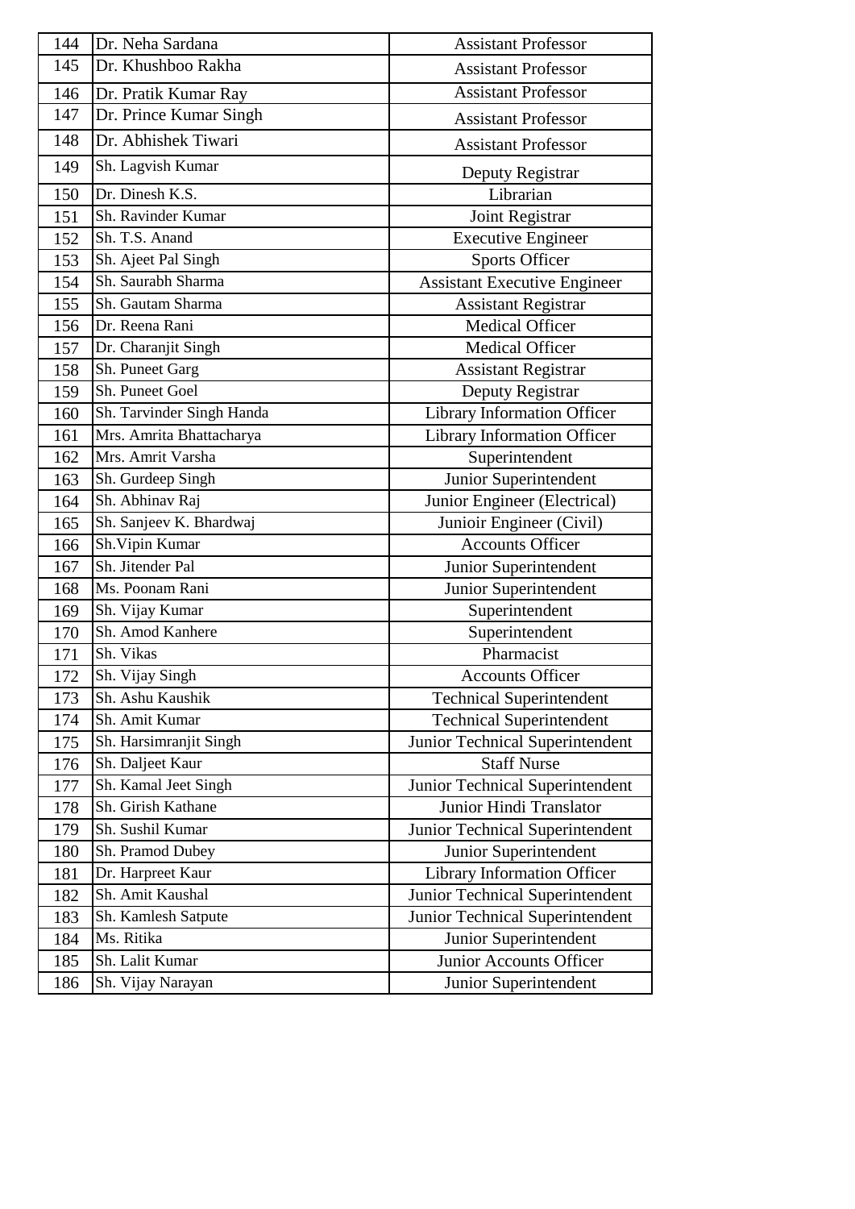| | | |
|---|---|---|
| 144 | Dr. Neha Sardana | Assistant Professor |
| 145 | Dr. Khushboo Rakha | Assistant Professor |
| 146 | Dr. Pratik Kumar Ray | Assistant Professor |
| 147 | Dr. Prince Kumar Singh | Assistant Professor |
| 148 | Dr. Abhishek Tiwari | Assistant Professor |
| 149 | Sh. Lagvish Kumar | Deputy Registrar |
| 150 | Dr. Dinesh K.S. | Librarian |
| 151 | Sh. Ravinder Kumar | Joint Registrar |
| 152 | Sh. T.S. Anand | Executive Engineer |
| 153 | Sh. Ajeet Pal Singh | Sports Officer |
| 154 | Sh. Saurabh Sharma | Assistant Executive Engineer |
| 155 | Sh. Gautam Sharma | Assistant Registrar |
| 156 | Dr. Reena Rani | Medical Officer |
| 157 | Dr. Charanjit Singh | Medical Officer |
| 158 | Sh. Puneet Garg | Assistant Registrar |
| 159 | Sh. Puneet Goel | Deputy Registrar |
| 160 | Sh. Tarvinder Singh Handa | Library Information Officer |
| 161 | Mrs. Amrita Bhattacharya | Library Information Officer |
| 162 | Mrs. Amrit Varsha | Superintendent |
| 163 | Sh. Gurdeep Singh | Junior Superintendent |
| 164 | Sh. Abhinav Raj | Junior Engineer (Electrical) |
| 165 | Sh. Sanjeev K. Bhardwaj | Junioir Engineer (Civil) |
| 166 | Sh.Vipin Kumar | Accounts Officer |
| 167 | Sh. Jitender Pal | Junior Superintendent |
| 168 | Ms. Poonam Rani | Junior Superintendent |
| 169 | Sh. Vijay Kumar | Superintendent |
| 170 | Sh. Amod Kanhere | Superintendent |
| 171 | Sh. Vikas | Pharmacist |
| 172 | Sh. Vijay Singh | Accounts Officer |
| 173 | Sh. Ashu Kaushik | Technical Superintendent |
| 174 | Sh. Amit Kumar | Technical Superintendent |
| 175 | Sh. Harsimranjit Singh | Junior Technical Superintendent |
| 176 | Sh. Daljeet Kaur | Staff Nurse |
| 177 | Sh. Kamal Jeet Singh | Junior Technical Superintendent |
| 178 | Sh. Girish Kathane | Junior Hindi Translator |
| 179 | Sh. Sushil Kumar | Junior Technical Superintendent |
| 180 | Sh. Pramod Dubey | Junior Superintendent |
| 181 | Dr. Harpreet Kaur | Library Information Officer |
| 182 | Sh. Amit Kaushal | Junior Technical Superintendent |
| 183 | Sh. Kamlesh Satpute | Junior Technical Superintendent |
| 184 | Ms. Ritika | Junior Superintendent |
| 185 | Sh. Lalit Kumar | Junior Accounts Officer |
| 186 | Sh. Vijay Narayan | Junior Superintendent |